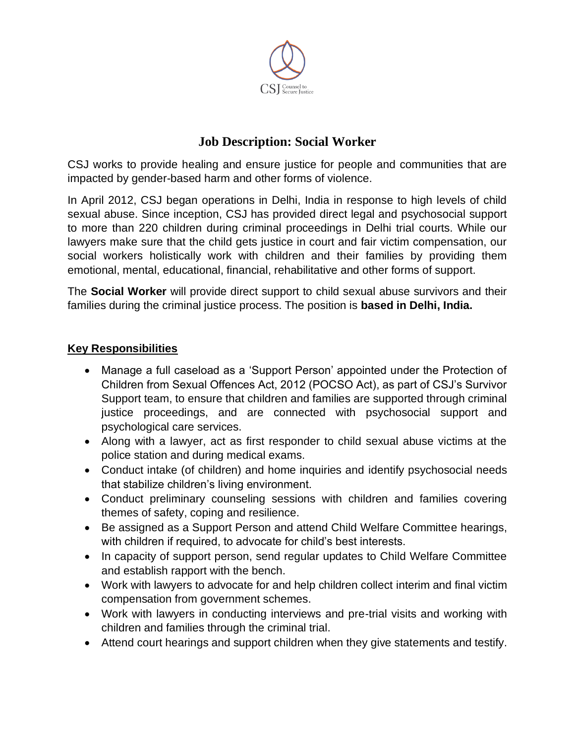CSJ Counsel to Secure Justice

# Job Description: Social Worker

CSJ works to provide healing and ensure justice for people and communities that are impacted by gender-based harm and other forms of violence.

In April 2012, CSJ began operations in Delhi, India in response to high levels of child sexual abuse. Since inception, CSJ has provided direct legal and psychosocial support to more than 220 children during criminal proceedings in Delhi trial courts. While our lawyers make sure that the child gets justice in court and fair victim compensation, our social workers holistically work with children and their families by providing them emotional, mental, educational, financial, rehabilitative and other forms of support.

The **Social Worker** will provide direct support to child sexual abuse survivors and their families during the criminal justice process. The position is **based in Delhi, India.**

## Key Responsibilities

- Manage a full caseload as a 'Support Person' appointed under the Protection of Children from Sexual Offences Act, 2012 (POCSO Act), as part of CSJ's Survivor Support team, to ensure that children and families are supported through criminal justice proceedings, and are connected with psychosocial support and psychological care services.
- Along with a lawyer, act as first responder to child sexual abuse victims at the police station and during medical exams.
- Conduct intake (of children) and home inquiries and identify psychosocial needs that stabilize children's living environment.
- Conduct preliminary counseling sessions with children and families covering themes of safety, coping and resilience.
- Be assigned as a Support Person and attend Child Welfare Committee hearings, with children if required, to advocate for child's best interests.
- In capacity of support person, send regular updates to Child Welfare Committee and establish rapport with the bench.
- Work with lawyers to advocate for and help children collect interim and final victim compensation from government schemes.
- Work with lawyers in conducting interviews and pre-trial visits and working with children and families through the criminal trial.
- Attend court hearings and support children when they give statements and testify.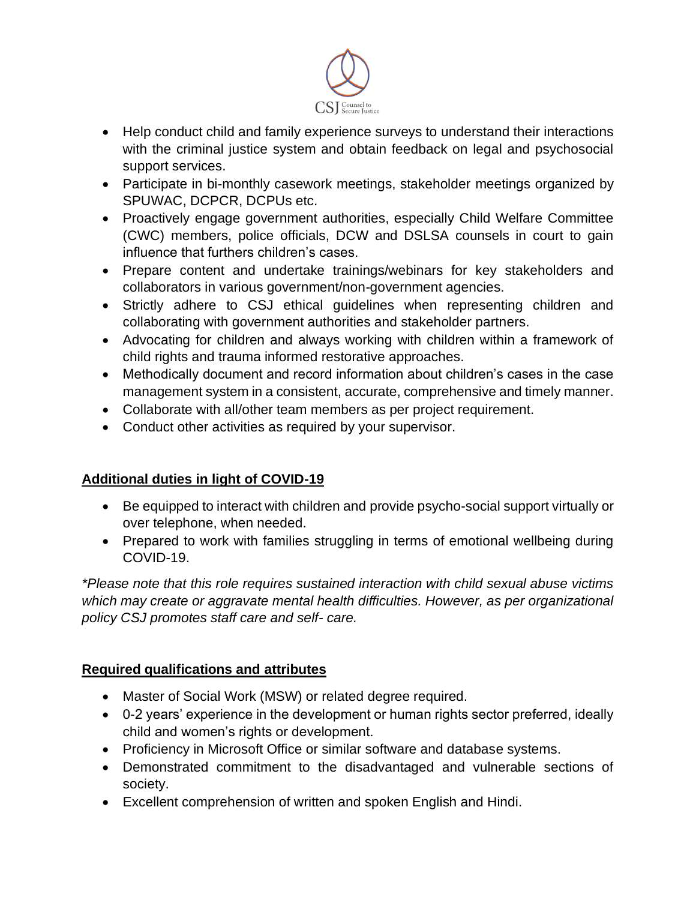- Help conduct child and family experience surveys to understand their interactions with the criminal justice system and obtain feedback on legal and psychosocial support services.
- Participate in bi-monthly casework meetings, stakeholder meetings organized by SPUWAC, DCPCR, DCPUs etc.
- Proactively engage government authorities, especially Child Welfare Committee (CWC) members, police officials, DCW and DSLSA counsels in court to gain influence that furthers children's cases.
- Prepare content and undertake trainings/webinars for key stakeholders and collaborators in various government/non-government agencies.
- Strictly adhere to CSJ ethical guidelines when representing children and collaborating with government authorities and stakeholder partners.
- Advocating for children and always working with children within a framework of child rights and trauma informed restorative approaches.
- Methodically document and record information about children's cases in the case management system in a consistent, accurate, comprehensive and timely manner.
- Collaborate with all/other team members as per project requirement.
- Conduct other activities as required by your supervisor.

**Additional duties in light of COVID-19**

- Be equipped to interact with children and provide psycho-social support virtually or over telephone, when needed.
- Prepared to work with families struggling in terms of emotional wellbeing during COVID-19.

*\*Please note that this role requires sustained interaction with child sexual abuse victims which may create or aggravate mental health difficulties. However, as per organizational policy CSJ promotes staff care and self- care.*

**Required qualifications and attributes**

- Master of Social Work (MSW) or related degree required.
- 0-2 years' experience in the development or human rights sector preferred, ideally child and women's rights or development.
- Proficiency in Microsoft Office or similar software and database systems.
- Demonstrated commitment to the disadvantaged and vulnerable sections of society.
- Excellent comprehension of written and spoken English and Hindi.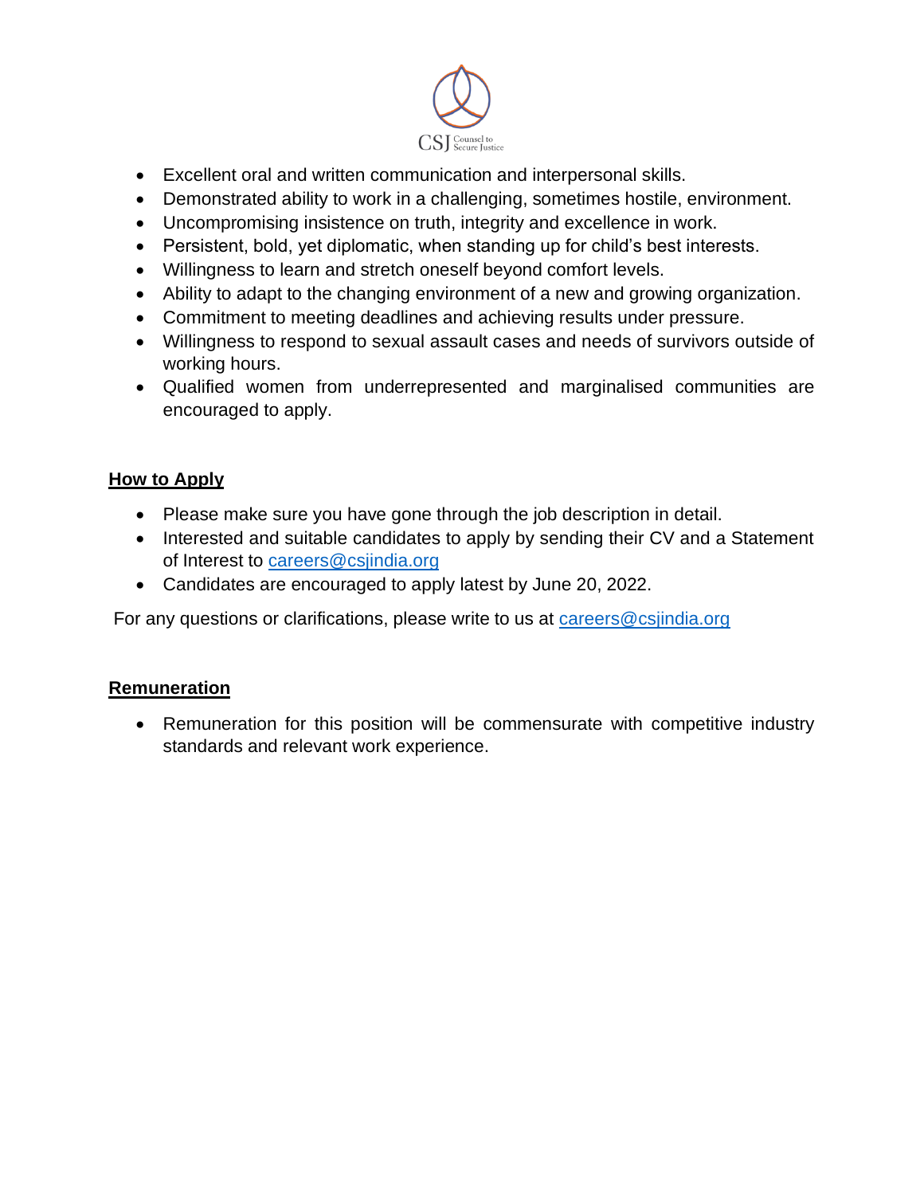- Excellent oral and written communication and interpersonal skills.
- Demonstrated ability to work in a challenging, sometimes hostile, environment.
- Uncompromising insistence on truth, integrity and excellence in work.
- Persistent, bold, yet diplomatic, when standing up for child's best interests.
- Willingness to learn and stretch oneself beyond comfort levels.
- Ability to adapt to the changing environment of a new and growing organization.
- Commitment to meeting deadlines and achieving results under pressure.
- Willingness to respond to sexual assault cases and needs of survivors outside of working hours.
- Qualified women from underrepresented and marginalised communities are encouraged to apply.

**How to Apply**

- Please make sure you have gone through the job description in detail.
- Interested and suitable candidates to apply by sending their CV and a Statement of Interest to careers@csjindia.org
- Candidates are encouraged to apply latest by June 20, 2022.

For any questions or clarifications, please write to us at careers@csjindia.org

**Remuneration**

- Remuneration for this position will be commensurate with competitive industry standards and relevant work experience.